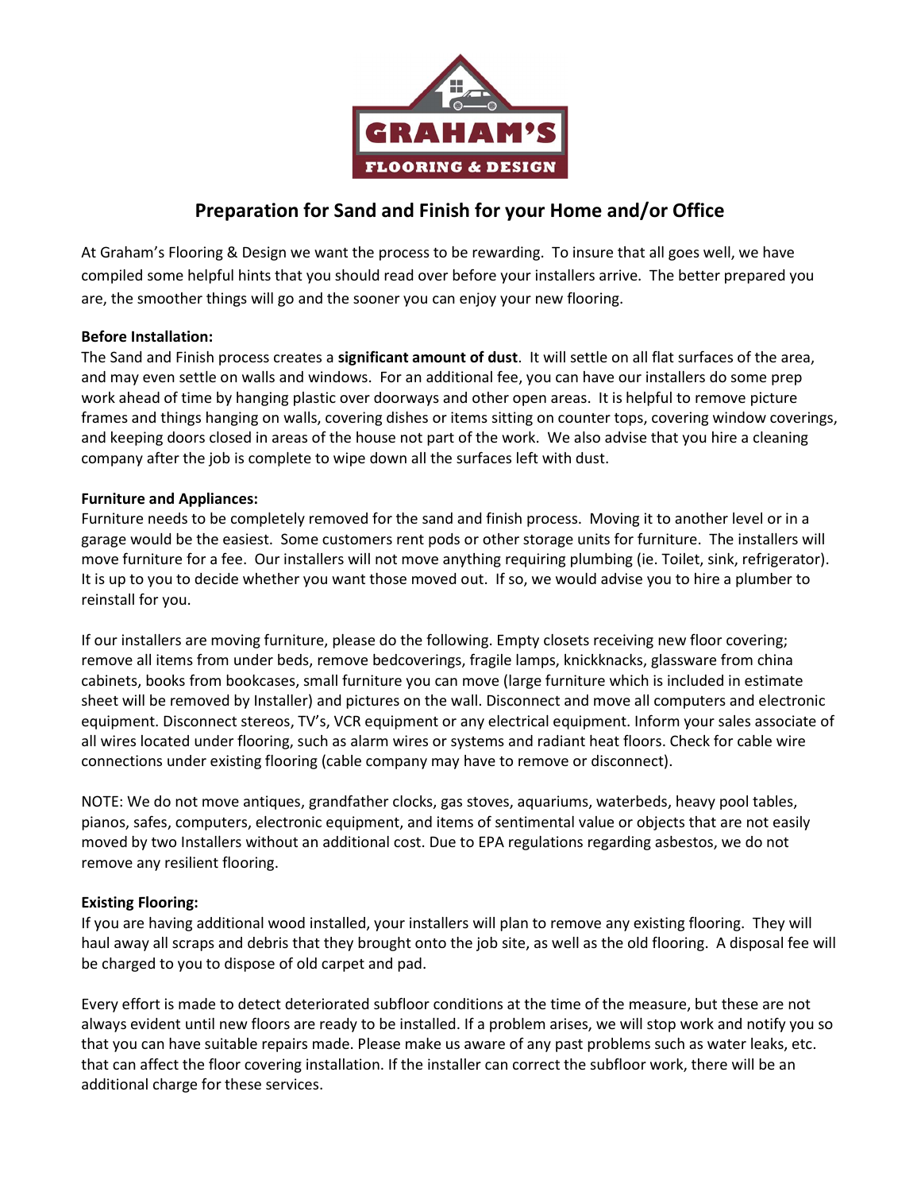GRAHAM'S

FLOORING & DESIGN

# Preparation for Sand and Finish for your Home and/or Office

At Graham's Flooring & Design we want the process to be rewarding. To insure that all goes well, we have compiled some helpful hints that you should read over before your installers arrive. The better prepared you are, the smoother things will go and the sooner you can enjoy your new flooring.

**Before Installation:**
The Sand and Finish process creates a **significant amount of dust**. It will settle on all flat surfaces of the area, and may even settle on walls and windows. For an additional fee, you can have our installers do some prep work ahead of time by hanging plastic over doorways and other open areas. It is helpful to remove picture frames and things hanging on walls, covering dishes or items sitting on counter tops, covering window coverings, and keeping doors closed in areas of the house not part of the work. We also advise that you hire a cleaning company after the job is complete to wipe down all the surfaces left with dust.

**Furniture and Appliances:**
Furniture needs to be completely removed for the sand and finish process. Moving it to another level or in a garage would be the easiest. Some customers rent pods or other storage units for furniture. The installers will move furniture for a fee. Our installers will not move anything requiring plumbing (ie. Toilet, sink, refrigerator). It is up to you to decide whether you want those moved out. If so, we would advise you to hire a plumber to reinstall for you.

If our installers are moving furniture, please do the following. Empty closets receiving new floor covering; remove all items from under beds, remove bedcoverings, fragile lamps, knickknacks, glassware from china cabinets, books from bookcases, small furniture you can move (large furniture which is included in estimate sheet will be removed by Installer) and pictures on the wall. Disconnect and move all computers and electronic equipment. Disconnect stereos, TV's, VCR equipment or any electrical equipment. Inform your sales associate of all wires located under flooring, such as alarm wires or systems and radiant heat floors. Check for cable wire connections under existing flooring (cable company may have to remove or disconnect).

NOTE: We do not move antiques, grandfather clocks, gas stoves, aquariums, waterbeds, heavy pool tables, pianos, safes, computers, electronic equipment, and items of sentimental value or objects that are not easily moved by two Installers without an additional cost. Due to EPA regulations regarding asbestos, we do not remove any resilient flooring.

**Existing Flooring:**
If you are having additional wood installed, your installers will plan to remove any existing flooring. They will haul away all scraps and debris that they brought onto the job site, as well as the old flooring. A disposal fee will be charged to you to dispose of old carpet and pad.

Every effort is made to detect deteriorated subfloor conditions at the time of the measure, but these are not always evident until new floors are ready to be installed. If a problem arises, we will stop work and notify you so that you can have suitable repairs made. Please make us aware of any past problems such as water leaks, etc. that can affect the floor covering installation. If the installer can correct the subfloor work, there will be an additional charge for these services.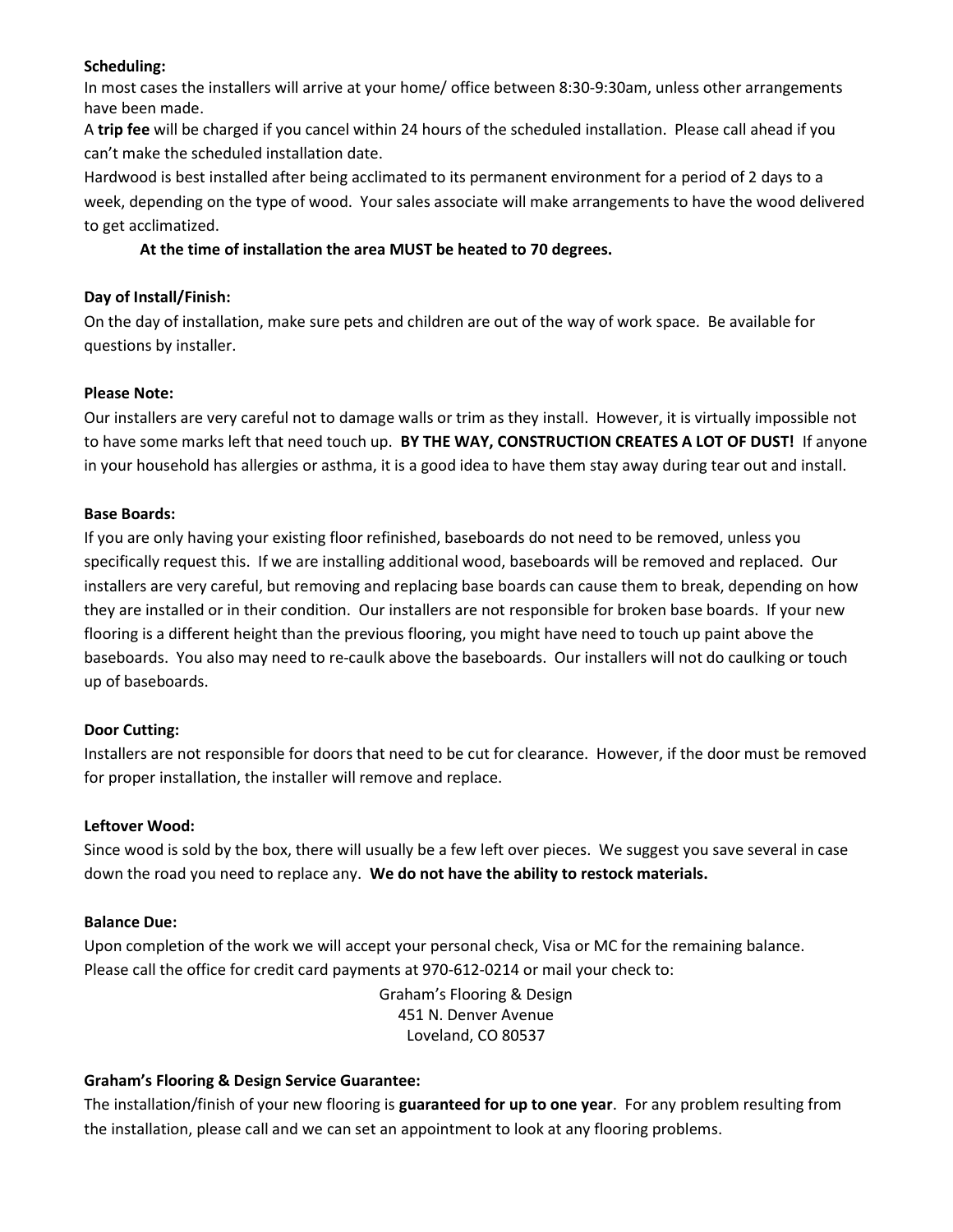**Scheduling:**

In most cases the installers will arrive at your home/ office between 8:30-9:30am, unless other arrangements have been made.

A **trip fee** will be charged if you cancel within 24 hours of the scheduled installation. Please call ahead if you can't make the scheduled installation date.

Hardwood is best installed after being acclimated to its permanent environment for a period of 2 days to a week, depending on the type of wood. Your sales associate will make arrangements to have the wood delivered to get acclimatized.

**At the time of installation the area MUST be heated to 70 degrees.**

**Day of Install/Finish:**

On the day of installation, make sure pets and children are out of the way of work space. Be available for questions by installer.

**Please Note:**

Our installers are very careful not to damage walls or trim as they install. However, it is virtually impossible not to have some marks left that need touch up. **BY THE WAY, CONSTRUCTION CREATES A LOT OF DUST!** If anyone in your household has allergies or asthma, it is a good idea to have them stay away during tear out and install.

**Base Boards:**

If you are only having your existing floor refinished, baseboards do not need to be removed, unless you specifically request this. If we are installing additional wood, baseboards will be removed and replaced. Our installers are very careful, but removing and replacing base boards can cause them to break, depending on how they are installed or in their condition. Our installers are not responsible for broken base boards. If your new flooring is a different height than the previous flooring, you might have need to touch up paint above the baseboards. You also may need to re-caulk above the baseboards. Our installers will not do caulking or touch up of baseboards.

**Door Cutting:**

Installers are not responsible for doors that need to be cut for clearance. However, if the door must be removed for proper installation, the installer will remove and replace.

**Leftover Wood:**

Since wood is sold by the box, there will usually be a few left over pieces. We suggest you save several in case down the road you need to replace any. **We do not have the ability to restock materials.**

**Balance Due:**

Upon completion of the work we will accept your personal check, Visa or MC for the remaining balance. Please call the office for credit card payments at 970-612-0214 or mail your check to:

Graham's Flooring & Design
451 N. Denver Avenue
Loveland, CO 80537

**Graham's Flooring & Design Service Guarantee:**

The installation/finish of your new flooring is **guaranteed for up to one year**. For any problem resulting from the installation, please call and we can set an appointment to look at any flooring problems.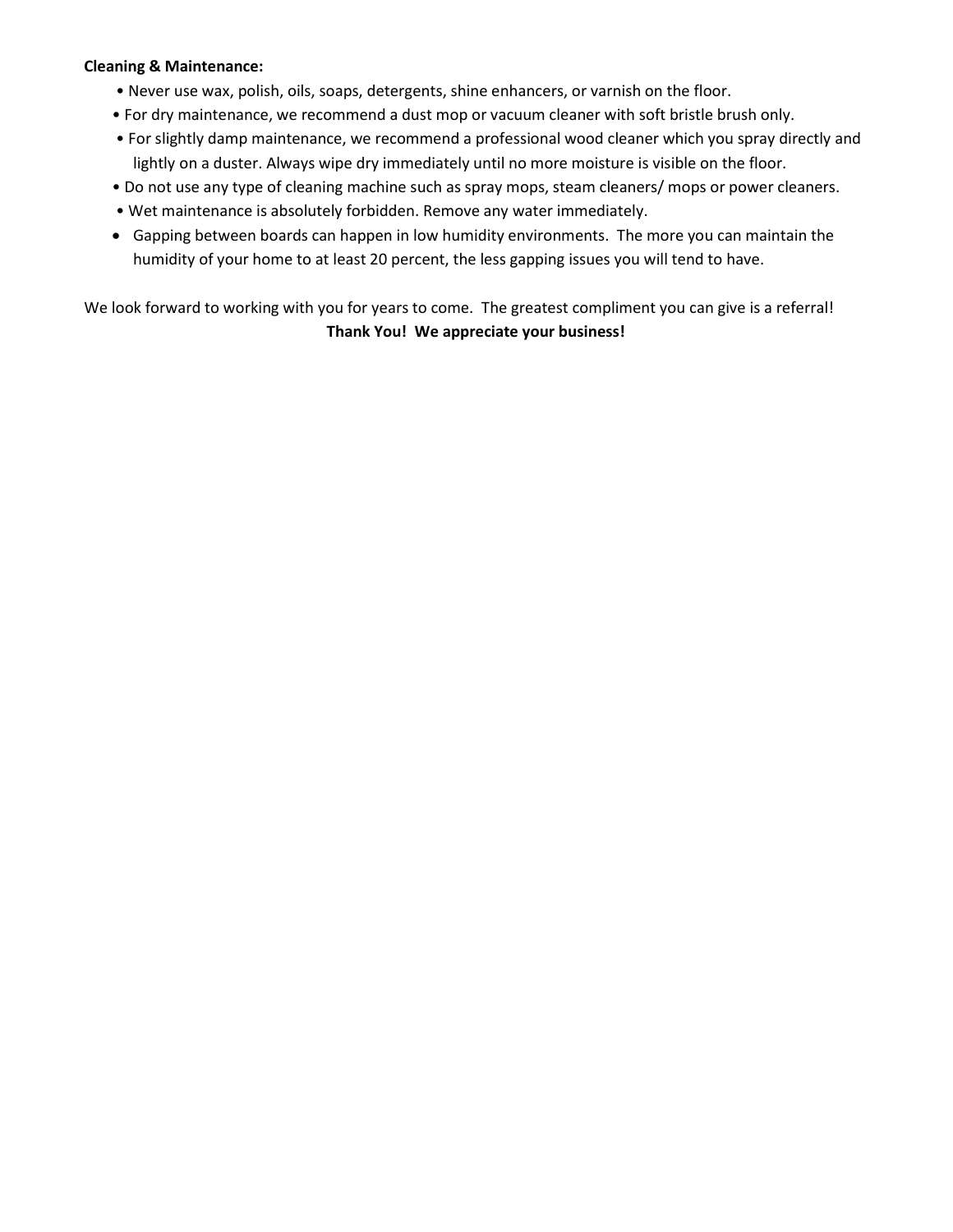**Cleaning & Maintenance:**

- Never use wax, polish, oils, soaps, detergents, shine enhancers, or varnish on the floor.
- For dry maintenance, we recommend a dust mop or vacuum cleaner with soft bristle brush only.
- For slightly damp maintenance, we recommend a professional wood cleaner which you spray directly and lightly on a duster. Always wipe dry immediately until no more moisture is visible on the floor.
- Do not use any type of cleaning machine such as spray mops, steam cleaners/ mops or power cleaners.
- Wet maintenance is absolutely forbidden. Remove any water immediately.
- Gapping between boards can happen in low humidity environments. The more you can maintain the humidity of your home to at least 20 percent, the less gapping issues you will tend to have.

We look forward to working with you for years to come. The greatest compliment you can give is a referral!

**Thank You! We appreciate your business!**